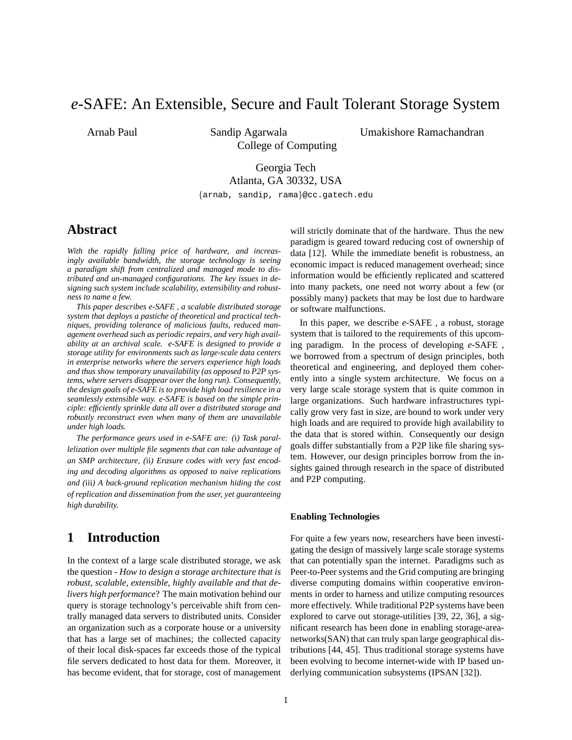# *e*-SAFE: An Extensible, Secure and Fault Tolerant Storage System

Arnab Paul   Sandip Agarwala   Umakishore Ramachandran

College of Computing

Georgia Tech
Atlanta, GA 30332, USA
{arnab, sandip, rama}@cc.gatech.edu

## Abstract

*With the rapidly falling price of hardware, and increasingly available bandwidth, the storage technology is seeing a paradigm shift from centralized and managed mode to distributed and un-managed configurations. The key issues in designing such system include scalability, extensibility and robustness to name a few.*

*This paper describes e-SAFE , a scalable distributed storage system that deploys a pastiche of theoretical and practical techniques, providing tolerance of malicious faults, reduced management overhead such as periodic repairs, and very high availability at an archival scale. e-SAFE is designed to provide a storage utility for environments such as large-scale data centers in enterprise networks where the servers experience high loads and thus show temporary unavailability (as opposed to P2P systems, where servers disappear over the long run). Consequently, the design goals of e-SAFE is to provide high load resilience in a seamlessly extensible way. e-SAFE is based on the simple principle: efficiently sprinkle data all over a distributed storage and robustly reconstruct even when many of them are unavailable under high loads.*

*The performance gears used in e-SAFE are: (*i*) Task parallelization over multiple file segments that can take advantage of an SMP architecture, (*ii*) Erasure codes with very fast encoding and decoding algorithms as opposed to naive replications and (*iii*) A back-ground replication mechanism hiding the cost of replication and dissemination from the user, yet guaranteeing high durability.*

## 1 Introduction

In the context of a large scale distributed storage, we ask the question - *How to design a storage architecture that is robust, scalable, extensible, highly available and that delivers high performance*? The main motivation behind our query is storage technology's perceivable shift from centrally managed data servers to distributed units. Consider an organization such as a corporate house or a university that has a large set of machines; the collected capacity of their local disk-spaces far exceeds those of the typical file servers dedicated to host data for them. Moreover, it has become evident, that for storage, cost of management will strictly dominate that of the hardware. Thus the new paradigm is geared toward reducing cost of ownership of data [12]. While the immediate benefit is robustness, an economic impact is reduced management overhead; since information would be efficiently replicated and scattered into many packets, one need not worry about a few (or possibly many) packets that may be lost due to hardware or software malfunctions.

In this paper, we describe *e*-SAFE , a robust, storage system that is tailored to the requirements of this upcoming paradigm. In the process of developing *e*-SAFE , we borrowed from a spectrum of design principles, both theoretical and engineering, and deployed them coherently into a single system architecture. We focus on a very large scale storage system that is quite common in large organizations. Such hardware infrastructures typically grow very fast in size, are bound to work under very high loads and are required to provide high availability to the data that is stored within. Consequently our design goals differ substantially from a P2P like file sharing system. However, our design principles borrow from the insights gained through research in the space of distributed and P2P computing.

#### Enabling Technologies

For quite a few years now, researchers have been investigating the design of massively large scale storage systems that can potentially span the internet. Paradigms such as Peer-to-Peer systems and the Grid computing are bringing diverse computing domains within cooperative environments in order to harness and utilize computing resources more effectively. While traditional P2P systems have been explored to carve out storage-utilities [39, 22, 36], a significant research has been done in enabling storage-area-networks(SAN) that can truly span large geographical distributions [44, 45]. Thus traditional storage systems have been evolving to become internet-wide with IP based underlying communication subsystems (IPSAN [32]).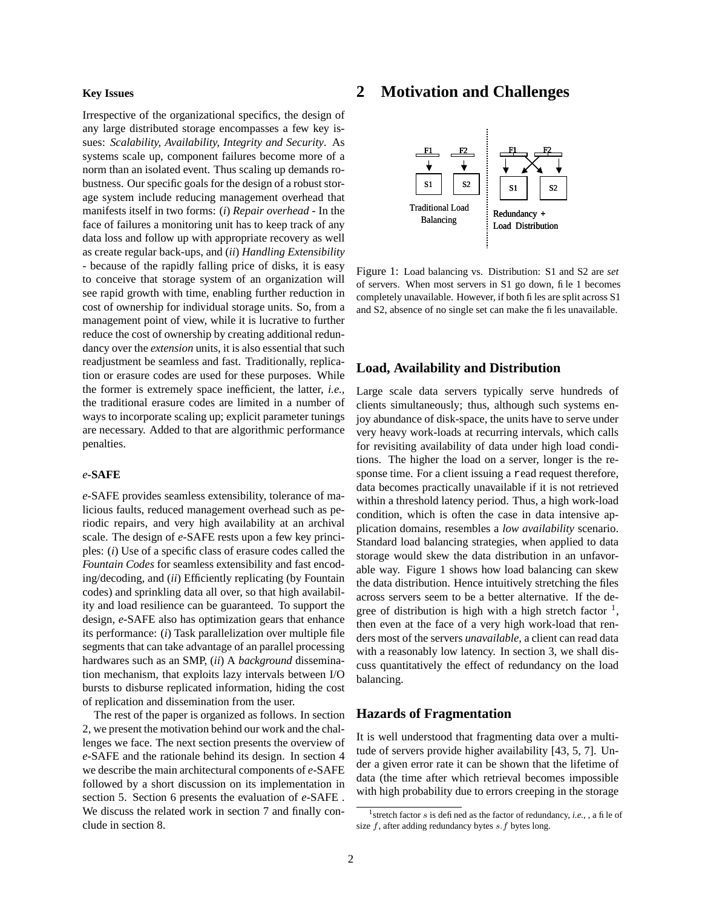### Key Issues

Irrespective of the organizational specifics, the design of any large distributed storage encompasses a few key issues: *Scalability, Availability, Integrity and Security*. As systems scale up, component failures become more of a norm than an isolated event. Thus scaling up demands robustness. Our specific goals for the design of a robust storage system include reducing management overhead that manifests itself in two forms: (*i*) *Repair overhead* - In the face of failures a monitoring unit has to keep track of any data loss and follow up with appropriate recovery as well as create regular back-ups, and (*ii*) *Handling Extensibility* - because of the rapidly falling price of disks, it is easy to conceive that storage system of an organization will see rapid growth with time, enabling further reduction in cost of ownership for individual storage units. So, from a management point of view, while it is lucrative to further reduce the cost of ownership by creating additional redundancy over the *extension* units, it is also essential that such readjustment be seamless and fast. Traditionally, replication or erasure codes are used for these purposes. While the former is extremely space inefficient, the latter, *i.e.,* the traditional erasure codes are limited in a number of ways to incorporate scaling up; explicit parameter tunings are necessary. Added to that are algorithmic performance penalties.

### *e*-SAFE

*e*-SAFE provides seamless extensibility, tolerance of malicious faults, reduced management overhead such as periodic repairs, and very high availability at an archival scale. The design of *e*-SAFE rests upon a few key principles: (*i*) Use of a specific class of erasure codes called the *Fountain Codes* for seamless extensibility and fast encoding/decoding, and (*ii*) Efficiently replicating (by Fountain codes) and sprinkling data all over, so that high availability and load resilience can be guaranteed. To support the design, *e*-SAFE also has optimization gears that enhance its performance: (*i*) Task parallelization over multiple file segments that can take advantage of an parallel processing hardwares such as an SMP, (*ii*) A *background* dissemination mechanism, that exploits lazy intervals between I/O bursts to disburse replicated information, hiding the cost of replication and dissemination from the user.

The rest of the paper is organized as follows. In section 2, we present the motivation behind our work and the challenges we face. The next section presents the overview of *e*-SAFE and the rationale behind its design. In section 4 we describe the main architectural components of *e*-SAFE followed by a short discussion on its implementation in section 5. Section 6 presents the evaluation of *e*-SAFE . We discuss the related work in section 7 and finally conclude in section 8.

## 2 Motivation and Challenges

Figure 1: Load balancing vs. Distribution: S1 and S2 are *set* of servers. When most servers in S1 go down, file 1 becomes completely unavailable. However, if both files are split across S1 and S2, absence of no single set can make the files unavailable.

### Load, Availability and Distribution

Large scale data servers typically serve hundreds of clients simultaneously; thus, although such systems enjoy abundance of disk-space, the units have to serve under very heavy work-loads at recurring intervals, which calls for revisiting availability of data under high load conditions. The higher the load on a server, longer is the response time. For a client issuing a `read` request therefore, data becomes practically unavailable if it is not retrieved within a threshold latency period. Thus, a high work-load condition, which is often the case in data intensive application domains, resembles a *low availability* scenario. Standard load balancing strategies, when applied to data storage would skew the data distribution in an unfavorable way. Figure 1 shows how load balancing can skew the data distribution. Hence intuitively stretching the files across servers seem to be a better alternative. If the degree of distribution is high with a high stretch factor [1], then even at the face of a very high work-load that renders most of the servers *unavailable*, a client can read data with a reasonably low latency. In section 3, we shall discuss quantitatively the effect of redundancy on the load balancing.

### Hazards of Fragmentation

It is well understood that fragmenting data over a multitude of servers provide higher availability [43, 5, 7]. Under a given error rate it can be shown that the lifetime of data (the time after which retrieval becomes impossible with high probability due to errors creeping in the storage

[1] stretch factor $s$ is defined as the factor of redundancy, *i.e.,* , a file of size $f$, after adding redundancy bytes $s.f$ bytes long.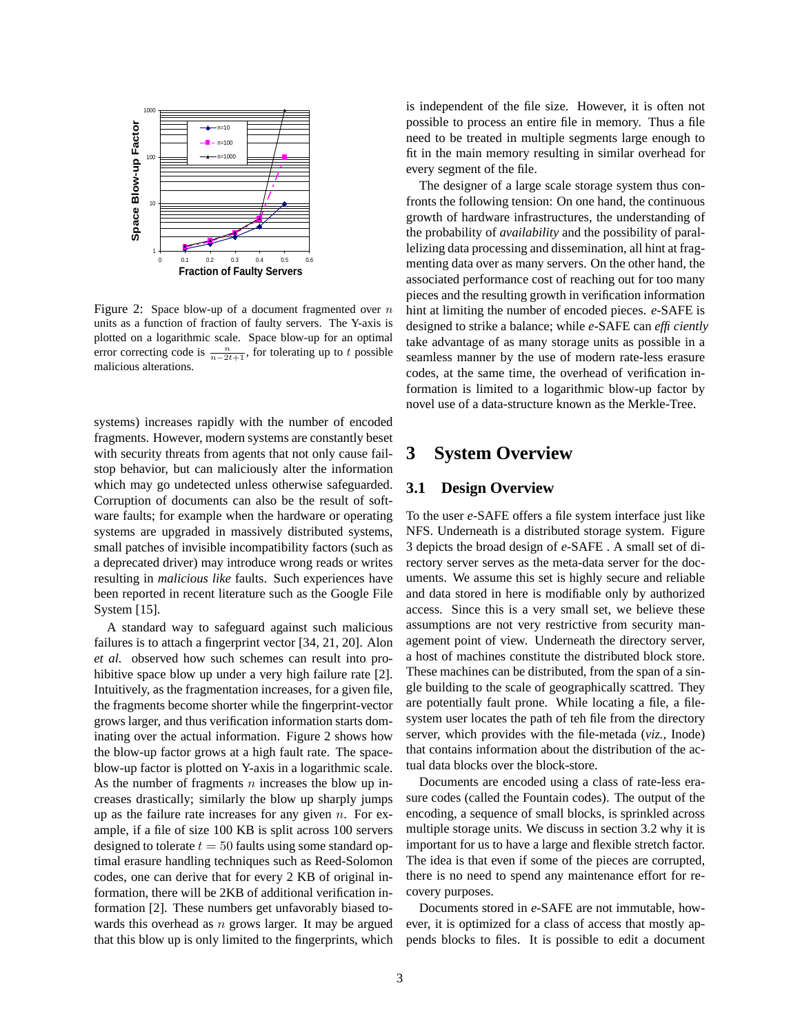Figure 2: Space blow-up of a document fragmented over $n$ units as a function of fraction of faulty servers. The Y-axis is plotted on a logarithmic scale. Space blow-up for an optimal error correcting code is $\frac{n}{n-2t+1}$, for tolerating up to $t$ possible malicious alterations.

systems) increases rapidly with the number of encoded fragments. However, modern systems are constantly beset with security threats from agents that not only cause fail-stop behavior, but can maliciously alter the information which may go undetected unless otherwise safeguarded. Corruption of documents can also be the result of software faults; for example when the hardware or operating systems are upgraded in massively distributed systems, small patches of invisible incompatibility factors (such as a deprecated driver) may introduce wrong reads or writes resulting in *malicious like* faults. Such experiences have been reported in recent literature such as the Google File System [15].

A standard way to safeguard against such malicious failures is to attach a fingerprint vector [34, 21, 20]. Alon *et al.* observed how such schemes can result into prohibitive space blow up under a very high failure rate [2]. Intuitively, as the fragmentation increases, for a given file, the fragments become shorter while the fingerprint-vector grows larger, and thus verification information starts dominating over the actual information. Figure 2 shows how the blow-up factor grows at a high fault rate. The space-blow-up factor is plotted on Y-axis in a logarithmic scale. As the number of fragments $n$ increases the blow up increases drastically; similarly the blow up sharply jumps up as the failure rate increases for any given $n$. For example, if a file of size 100 KB is split across 100 servers designed to tolerate $t = 50$ faults using some standard optimal erasure handling techniques such as Reed-Solomon codes, one can derive that for every 2 KB of original information, there will be 2KB of additional verification information [2]. These numbers get unfavorably biased towards this overhead as $n$ grows larger. It may be argued that this blow up is only limited to the fingerprints, which is independent of the file size. However, it is often not possible to process an entire file in memory. Thus a file need to be treated in multiple segments large enough to fit in the main memory resulting in similar overhead for every segment of the file.

The designer of a large scale storage system thus confronts the following tension: On one hand, the continuous growth of hardware infrastructures, the understanding of the probability of *availability* and the possibility of parallelizing data processing and dissemination, all hint at fragmenting data over as many servers. On the other hand, the associated performance cost of reaching out for too many pieces and the resulting growth in verification information hint at limiting the number of encoded pieces. *e*-SAFE is designed to strike a balance; while *e*-SAFE can *effi ciently* take advantage of as many storage units as possible in a seamless manner by the use of modern rate-less erasure codes, at the same time, the overhead of verification information is limited to a logarithmic blow-up factor by novel use of a data-structure known as the Merkle-Tree.

# 3 System Overview

## 3.1 Design Overview

To the user *e*-SAFE offers a file system interface just like NFS. Underneath is a distributed storage system. Figure 3 depicts the broad design of *e*-SAFE . A small set of directory server serves as the meta-data server for the documents. We assume this set is highly secure and reliable and data stored in here is modifiable only by authorized access. Since this is a very small set, we believe these assumptions are not very restrictive from security management point of view. Underneath the directory server, a host of machines constitute the distributed block store. These machines can be distributed, from the span of a single building to the scale of geographically scattred. They are potentially fault prone. While locating a file, a file-system user locates the path of teh file from the directory server, which provides with the file-metada (*viz.,* Inode) that contains information about the distribution of the actual data blocks over the block-store.

Documents are encoded using a class of rate-less erasure codes (called the Fountain codes). The output of the encoding, a sequence of small blocks, is sprinkled across multiple storage units. We discuss in section 3.2 why it is important for us to have a large and flexible stretch factor. The idea is that even if some of the pieces are corrupted, there is no need to spend any maintenance effort for recovery purposes.

Documents stored in *e*-SAFE are not immutable, however, it is optimized for a class of access that mostly appends blocks to files. It is possible to edit a document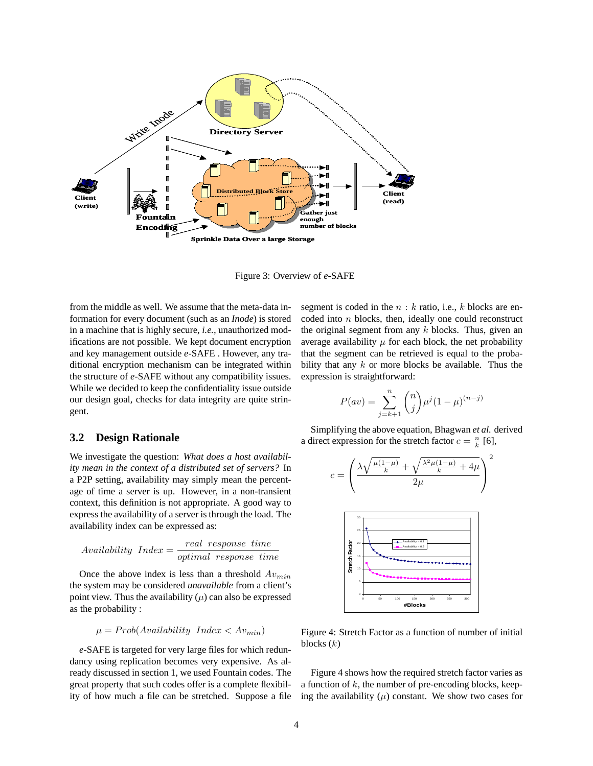Figure 3: Overview of *e*-SAFE

from the middle as well. We assume that the meta-data information for every document (such as an *Inode*) is stored in a machine that is highly secure, *i.e.*, unauthorized modifications are not possible. We kept document encryption and key management outside *e*-SAFE . However, any traditional encryption mechanism can be integrated within the structure of *e*-SAFE without any compatibility issues. While we decided to keep the confidentiality issue outside our design goal, checks for data integrity are quite stringent.

## 3.2 Design Rationale

We investigate the question: *What does a host availability mean in the context of a distributed set of servers?* In a P2P setting, availability may simply mean the percentage of time a server is up. However, in a non-transient context, this definition is not appropriate. A good way to express the availability of a server is through the load. The availability index can be expressed as:

$$Availability\ \ Index = \frac{real\ \ response\ \ time}{optimal\ \ response\ \ time}$$

Once the above index is less than a threshold $Av_{min}$ the system may be considered *unavailable* from a client's point view. Thus the availability ($\mu$) can also be expressed as the probability :

$$\mu = Prob(Availability\ \ Index < Av_{min})$$

*e*-SAFE is targeted for very large files for which redundancy using replication becomes very expensive. As already discussed in section 1, we used Fountain codes. The great property that such codes offer is a complete flexibility of how much a file can be stretched. Suppose a file segment is coded in the $n : k$ ratio, i.e., $k$ blocks are encoded into $n$ blocks, then, ideally one could reconstruct the original segment from any $k$ blocks. Thus, given an average availability $\mu$ for each block, the net probability that the segment can be retrieved is equal to the probability that any $k$ or more blocks be available. Thus the expression is straightforward:

$$P(av) = \sum_{j=k+1}^{n} \binom{n}{j} \mu^j (1-\mu)^{(n-j)}$$

Simplifying the above equation, Bhagwan *et al.* derived a direct expression for the stretch factor $c = \frac{n}{k}$ [6],

$$c = \left( \frac{\lambda \sqrt{\frac{\mu(1-\mu)}{k}} + \sqrt{\frac{\lambda^2 \mu(1-\mu)}{k} + 4\mu}}{2\mu} \right)^2$$

Figure 4: Stretch Factor as a function of number of initial blocks ($k$)

Figure 4 shows how the required stretch factor varies as a function of $k$, the number of pre-encoding blocks, keeping the availability ($\mu$) constant. We show two cases for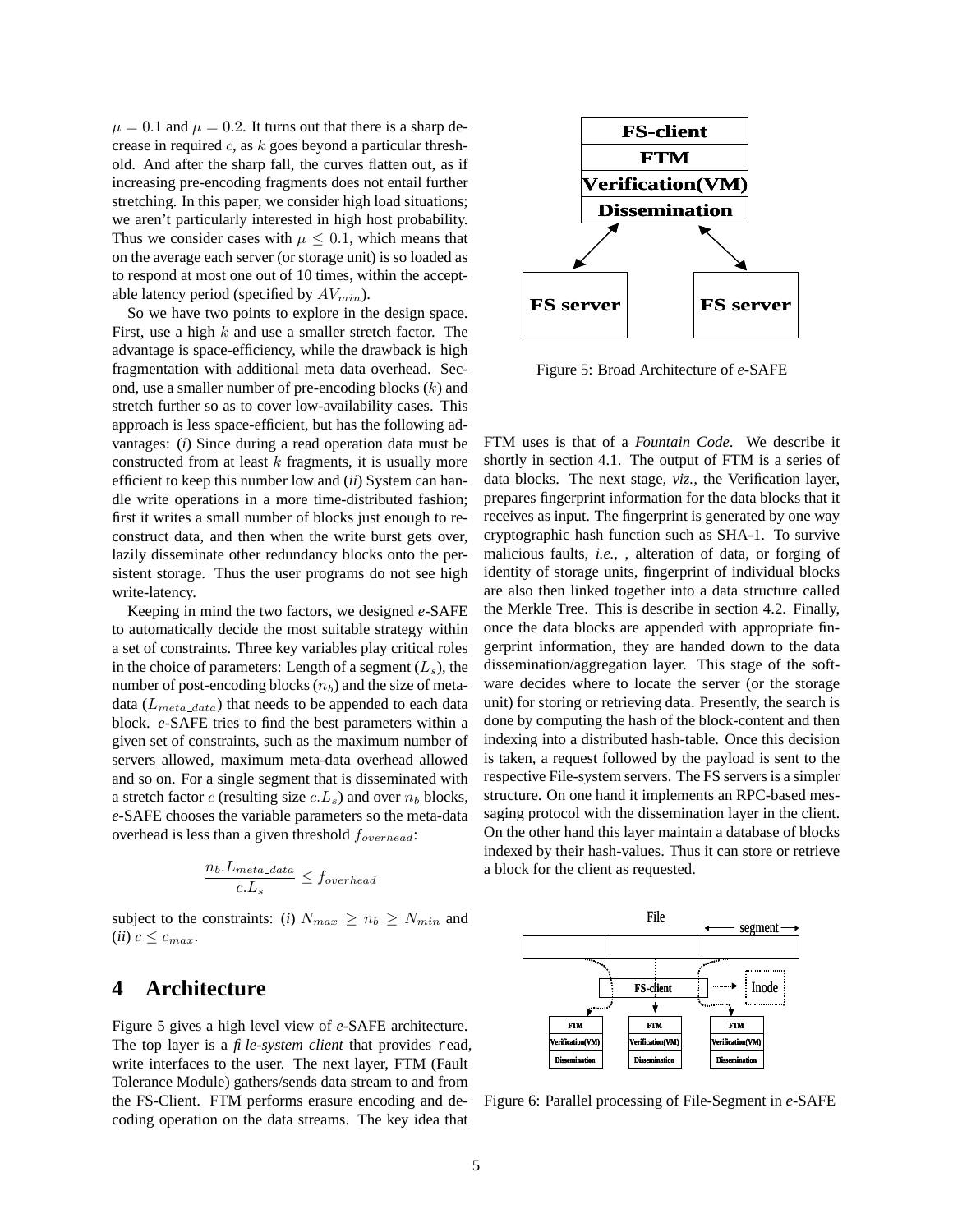$\mu = 0.1$ and $\mu = 0.2$. It turns out that there is a sharp decrease in required $c$, as $k$ goes beyond a particular threshold. And after the sharp fall, the curves flatten out, as if increasing pre-encoding fragments does not entail further stretching. In this paper, we consider high load situations; we aren't particularly interested in high host probability. Thus we consider cases with $\mu \leq 0.1$, which means that on the average each server (or storage unit) is so loaded as to respond at most one out of 10 times, within the acceptable latency period (specified by $AV_{min}$).

So we have two points to explore in the design space. First, use a high $k$ and use a smaller stretch factor. The advantage is space-efficiency, while the drawback is high fragmentation with additional meta data overhead. Second, use a smaller number of pre-encoding blocks ($k$) and stretch further so as to cover low-availability cases. This approach is less space-efficient, but has the following advantages: (*i*) Since during a read operation data must be constructed from at least $k$ fragments, it is usually more efficient to keep this number low and (*ii*) System can handle write operations in a more time-distributed fashion; first it writes a small number of blocks just enough to reconstruct data, and then when the write burst gets over, lazily disseminate other redundancy blocks onto the persistent storage. Thus the user programs do not see high write-latency.

Keeping in mind the two factors, we designed *e*-SAFE to automatically decide the most suitable strategy within a set of constraints. Three key variables play critical roles in the choice of parameters: Length of a segment ($L_s$), the number of post-encoding blocks ($n_b$) and the size of meta-data ($L_{meta\_data}$) that needs to be appended to each data block. *e*-SAFE tries to find the best parameters within a given set of constraints, such as the maximum number of servers allowed, maximum meta-data overhead allowed and so on. For a single segment that is disseminated with a stretch factor $c$ (resulting size $c.L_s$) and over $n_b$ blocks, *e*-SAFE chooses the variable parameters so the meta-data overhead is less than a given threshold $f_{overhead}$:

$$\frac{n_b.L_{meta\_data}}{c.L_s} \leq f_{overhead}$$

subject to the constraints: (*i*) $N_{max} \geq n_b \geq N_{min}$ and (*ii*) $c \leq c_{max}$.

# 4 Architecture

Figure 5 gives a high level view of *e*-SAFE architecture. The top layer is a *file-system client* that provides `read`, write interfaces to the user. The next layer, FTM (Fault Tolerance Module) gathers/sends data stream to and from the FS-Client. FTM performs erasure encoding and decoding operation on the data streams. The key idea that FTM uses is that of a *Fountain Code*. We describe it shortly in section 4.1. The output of FTM is a series of data blocks. The next stage, *viz.*, the Verification layer, prepares fingerprint information for the data blocks that it receives as input. The fingerprint is generated by one way cryptographic hash function such as SHA-1. To survive malicious faults, *i.e.*, , alteration of data, or forging of identity of storage units, fingerprint of individual blocks are also then linked together into a data structure called the Merkle Tree. This is describe in section 4.2. Finally, once the data blocks are appended with appropriate fingerprint information, they are handed down to the data dissemination/aggregation layer. This stage of the software decides where to locate the server (or the storage unit) for storing or retrieving data. Presently, the search is done by computing the hash of the block-content and then indexing into a distributed hash-table. Once this decision is taken, a request followed by the payload is sent to the respective File-system servers. The FS servers is a simpler structure. On one hand it implements an RPC-based messaging protocol with the dissemination layer in the client. On the other hand this layer maintain a database of blocks indexed by their hash-values. Thus it can store or retrieve a block for the client as requested.

Figure 5: Broad Architecture of *e*-SAFE

Figure 6: Parallel processing of File-Segment in *e*-SAFE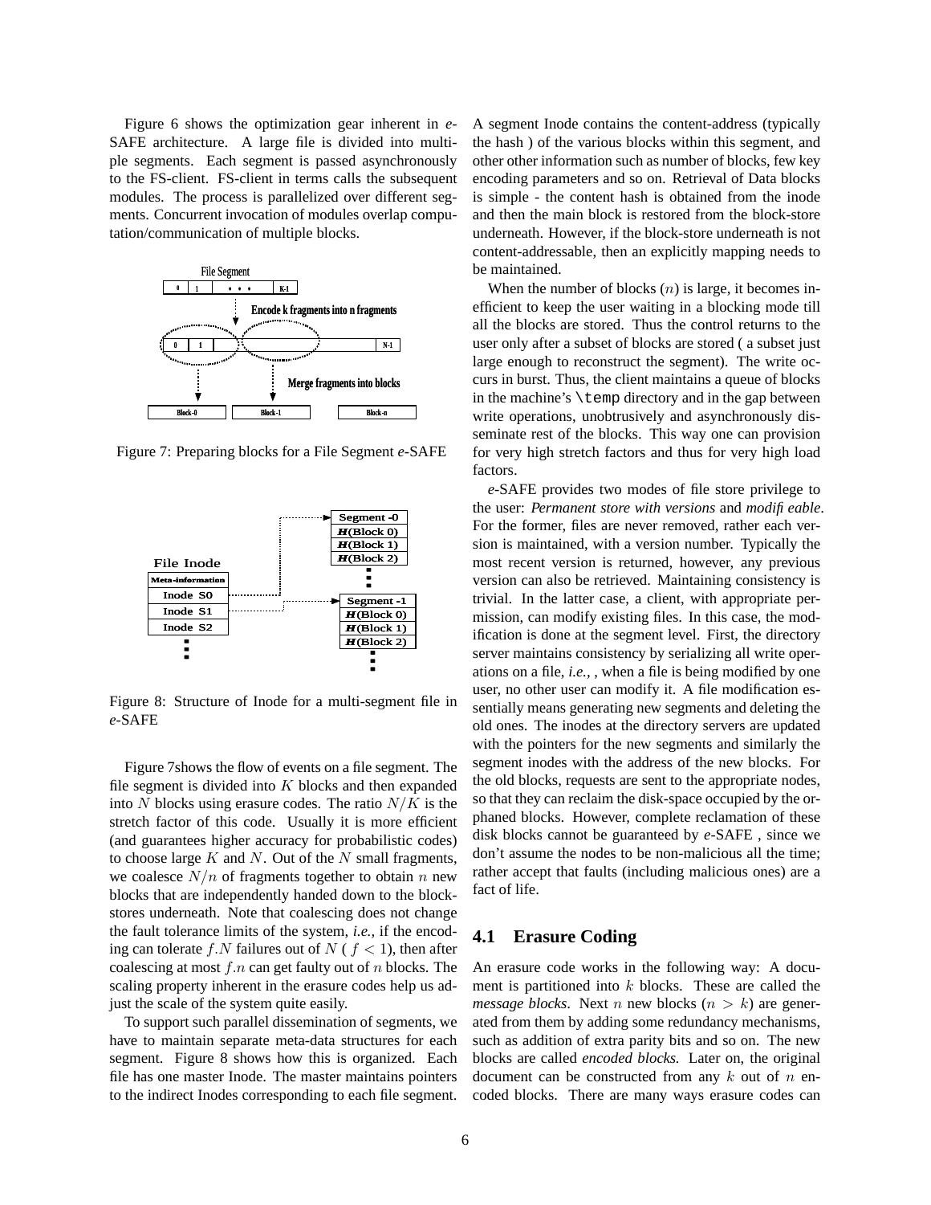Figure 6 shows the optimization gear inherent in *e*-SAFE architecture. A large file is divided into multiple segments. Each segment is passed asynchronously to the FS-client. FS-client in terms calls the subsequent modules. The process is parallelized over different segments. Concurrent invocation of modules overlap computation/communication of multiple blocks.

Figure 7: Preparing blocks for a File Segment *e*-SAFE

Figure 8: Structure of Inode for a multi-segment file in *e*-SAFE

Figure 7shows the flow of events on a file segment. The file segment is divided into $K$ blocks and then expanded into $N$ blocks using erasure codes. The ratio $N/K$ is the stretch factor of this code. Usually it is more efficient (and guarantees higher accuracy for probabilistic codes) to choose large $K$ and $N$. Out of the $N$ small fragments, we coalesce $N/n$ of fragments together to obtain $n$ new blocks that are independently handed down to the block-stores underneath. Note that coalescing does not change the fault tolerance limits of the system, *i.e.,* if the encoding can tolerate $f.N$ failures out of $N$ ( $f < 1$), then after coalescing at most $f.n$ can get faulty out of $n$ blocks. The scaling property inherent in the erasure codes help us adjust the scale of the system quite easily.

To support such parallel dissemination of segments, we have to maintain separate meta-data structures for each segment. Figure 8 shows how this is organized. Each file has one master Inode. The master maintains pointers to the indirect Inodes corresponding to each file segment. A segment Inode contains the content-address (typically the hash ) of the various blocks within this segment, and other other information such as number of blocks within this segment, few key encoding parameters and so on. Retrieval of Data blocks is simple - the content hash is obtained from the inode and then the main block is restored from the block-store underneath. However, if the block-store underneath is not content-addressable, then an explicitly mapping needs to be maintained.

When the number of blocks ($n$) is large, it becomes inefficient to keep the user waiting in a blocking mode till all the blocks are stored. Thus the control returns to the user only after a subset of blocks are stored ( a subset just large enough to reconstruct the segment). The write occurs in burst. Thus, the client maintains a queue of blocks in the machine's `\temp` directory and in the gap between write operations, unobtrusively and asynchronously disseminate rest of the blocks. This way one can provision for very high stretch factors and thus for very high load factors.

*e*-SAFE provides two modes of file store privilege to the user: *Permanent store with versions* and *modifi eable*. For the former, files are never removed, rather each version is maintained, with a version number. Typically the most recent version is returned, however, any previous version can also be retrieved. Maintaining consistency is trivial. In the latter case, a client, with appropriate permission, can modify existing files. In this case, the modification is done at the segment level. First, the directory server maintains consistency by serializing all write operations on a file, *i.e.,* , when a file is being modified by one user, no other user can modify it. A file modification essentially means generating new segments and deleting the old ones. The inodes at the directory servers are updated with the pointers for the new segments and similarly the segment inodes with the address of the new blocks. For the old blocks, requests are sent to the appropriate nodes, so that they can reclaim the disk-space occupied by the orphaned blocks. However, complete reclamation of these disk blocks cannot be guaranteed by *e*-SAFE , since we don't assume the nodes to be non-malicious all the time; rather accept that faults (including malicious ones) are a fact of life.

## 4.1 Erasure Coding

An erasure code works in the following way: A document is partitioned into $k$ blocks. These are called the *message blocks*. Next $n$ new blocks ($n > k$) are generated from them by adding some redundancy mechanisms, such as addition of extra parity bits and so on. The new blocks are called *encoded blocks.* Later on, the original document can be constructed from any $k$ out of $n$ encoded blocks. There are many ways erasure codes can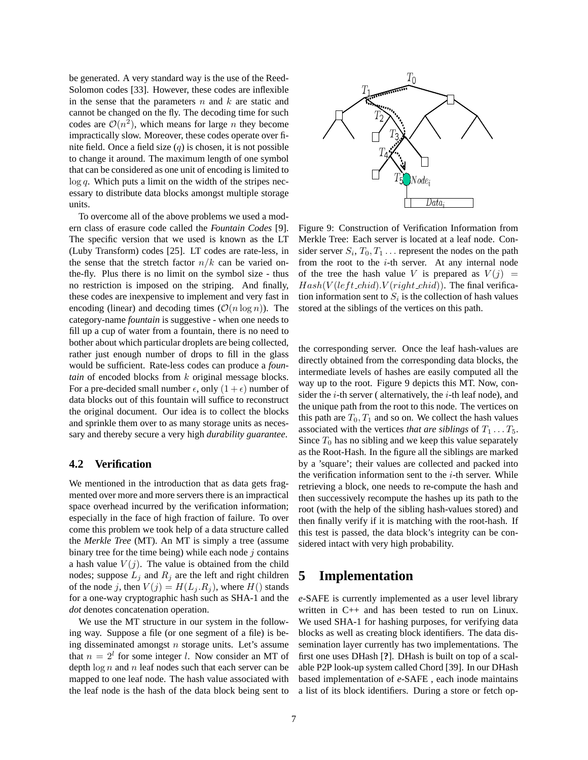be generated. A very standard way is the use of the Reed-Solomon codes [33]. However, these codes are inflexible in the sense that the parameters $n$ and $k$ are static and cannot be changed on the fly. The decoding time for such codes are $\mathcal{O}(n^2)$, which means for large $n$ they become impractically slow. Moreover, these codes operate over finite field. Once a field size ($q$) is chosen, it is not possible to change it around. The maximum length of one symbol that can be considered as one unit of encoding is limited to $\log q$. Which puts a limit on the width of the stripes necessary to distribute data blocks amongst multiple storage units.

To overcome all of the above problems we used a modern class of erasure code called the *Fountain Codes* [9]. The specific version that we used is known as the LT (Luby Transform) codes [25]. LT codes are rate-less, in the sense that the stretch factor $n/k$ can be varied on-the-fly. Plus there is no limit on the symbol size - thus no restriction is imposed on the striping. And finally, these codes are inexpensive to implement and very fast in encoding (linear) and decoding times ($\mathcal{O}(n \log n)$). The category-name *fountain* is suggestive - when one needs to fill up a cup of water from a fountain, there is no need to bother about which particular droplets are being collected, rather just enough number of drops to fill in the glass would be sufficient. Rate-less codes can produce a *fountain* of encoded blocks from $k$ original message blocks. For a pre-decided small number $\epsilon$, only $(1 + \epsilon)$ number of data blocks out of this fountain will suffice to reconstruct the original document. Our idea is to collect the blocks and sprinkle them over to as many storage units as necessary and thereby secure a very high *durability guarantee*.

## 4.2 Verification

We mentioned in the introduction that as data gets fragmented over more and more servers there is an impractical space overhead incurred by the verification information; especially in the face of high fraction of failure. To over come this problem we took help of a data structure called the *Merkle Tree* (MT). An MT is simply a tree (assume binary tree for the time being) while each node $j$ contains a hash value $V(j)$. The value is obtained from the child nodes; suppose $L_j$ and $R_j$ are the left and right children of the node $j$, then $V(j) = H(L_j.R_j)$, where $H()$ stands for a one-way cryptographic hash such as SHA-1 and the *dot* denotes concatenation operation.

We use the MT structure in our system in the following way. Suppose a file (or one segment of a file) is being disseminated amongst $n$ storage units. Let's assume that $n = 2^l$ for some integer $l$. Now consider an MT of depth $\log n$ and $n$ leaf nodes such that each server can be mapped to one leaf node. The hash value associated with the leaf node is the hash of the data block being sent to the corresponding server. Once the leaf hash-values are directly obtained from the corresponding data blocks, the intermediate levels of hashes are easily computed all the way up to the root. Figure 9 depicts this MT. Now, consider the $i$-th server ( alternatively, the $i$-th leaf node), and the unique path from the root to this node. The vertices on this path are $T_0, T_1$ and so on. We collect the hash values associated with the vertices *that are siblings* of $T_1 \ldots T_5$. Since $T_0$ has no sibling and we keep this value separately as the Root-Hash. In the figure all the siblings are marked by a 'square'; their values are collected and packed into the verification information sent to the $i$-th server. While retrieving a block, one needs to re-compute the hash and then successively recompute the hashes up its path to the root (with the help of the sibling hash-values stored) and then finally verify if it is matching with the root-hash. If this test is passed, the data block's integrity can be considered intact with very high probability.

Figure 9: Construction of Verification Information from Merkle Tree: Each server is located at a leaf node. Consider server $S_i$, $T_0, T_1 \ldots$ represent the nodes on the path from the root to the $i$-th server. At any internal node of the tree the hash value $V$ is prepared as $V(j) = Hash(V(left\_chid).V(right\_chid))$. The final verification information sent to $S_i$ is the collection of hash values stored at the siblings of the vertices on this path.

# 5 Implementation

*e*-SAFE is currently implemented as a user level library written in C++ and has been tested to run on Linux. We used SHA-1 for hashing purposes, for verifying data blocks as well as creating block identifiers. The data dissemination layer currently has two implementations. The first one uses DHash [**?**]. DHash is built on top of a scalable P2P look-up system called Chord [39]. In our DHash based implementation of *e*-SAFE , each inode maintains a list of its block identifiers. During a store or fetch op-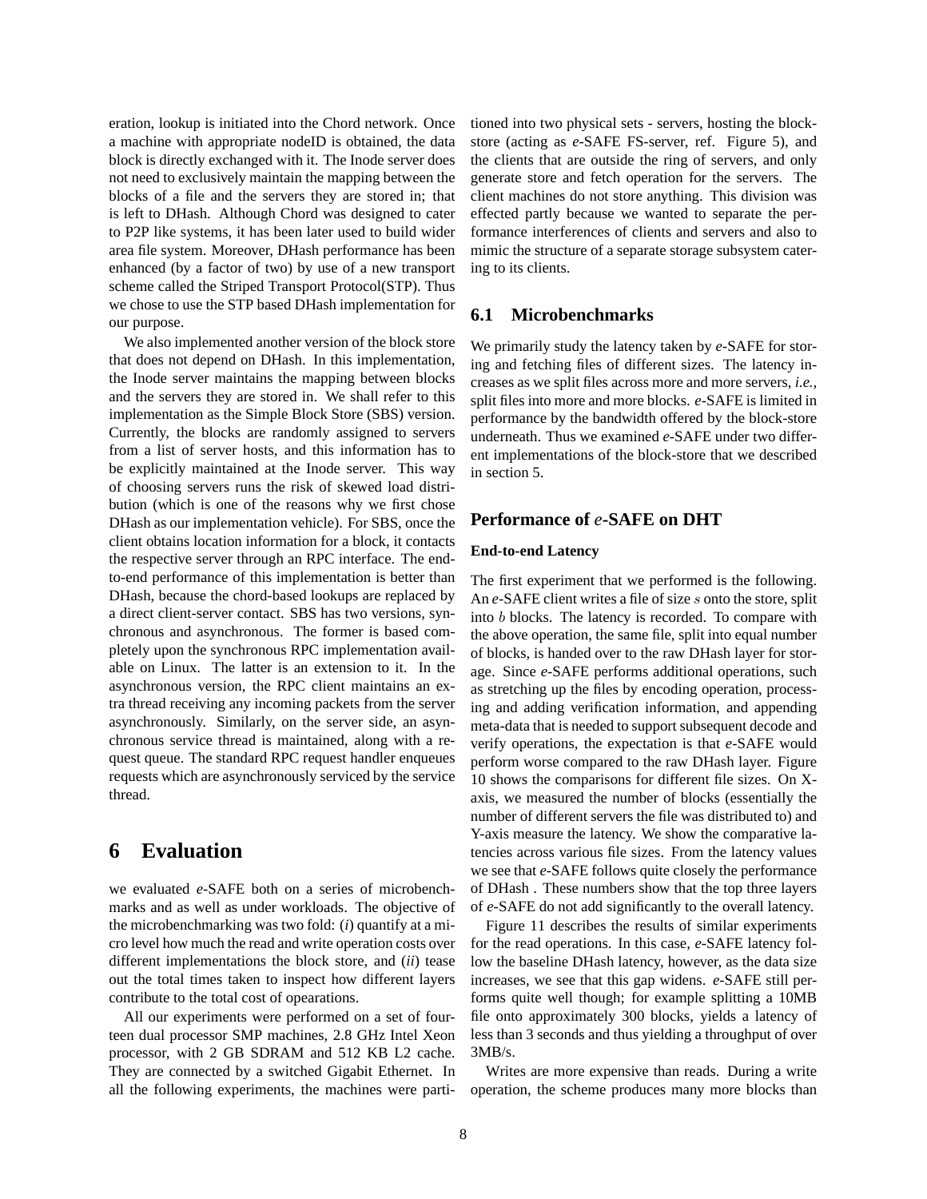eration, lookup is initiated into the Chord network. Once a machine with appropriate nodeID is obtained, the data block is directly exchanged with it. The Inode server does not need to exclusively maintain the mapping between the blocks of a file and the servers they are stored in; that is left to DHash. Although Chord was designed to cater to P2P like systems, it has been later used to build wider area file system. Moreover, DHash performance has been enhanced (by a factor of two) by use of a new transport scheme called the Striped Transport Protocol(STP). Thus we chose to use the STP based DHash implementation for our purpose.

We also implemented another version of the block store that does not depend on DHash. In this implementation, the Inode server maintains the mapping between blocks and the servers they are stored in. We shall refer to this implementation as the Simple Block Store (SBS) version. Currently, the blocks are randomly assigned to servers from a list of server hosts, and this information has to be explicitly maintained at the Inode server. This way of choosing servers runs the risk of skewed load distribution (which is one of the reasons why we first chose DHash as our implementation vehicle). For SBS, once the client obtains location information for a block, it contacts the respective server through an RPC interface. The end-to-end performance of this implementation is better than DHash, because the chord-based lookups are replaced by a direct client-server contact. SBS has two versions, synchronous and asynchronous. The former is based completely upon the synchronous RPC implementation available on Linux. The latter is an extension to it. In the asynchronous version, the RPC client maintains an extra thread receiving any incoming packets from the server asynchronously. Similarly, on the server side, an asynchronous service thread is maintained, along with a request queue. The standard RPC request handler enqueues requests which are asynchronously serviced by the service thread.

# 6 Evaluation

we evaluated *e*-SAFE both on a series of microbenchmarks and as well as under workloads. The objective of the microbenchmarking was two fold: (*i*) quantify at a micro level how much the read and write operation costs over different implementations the block store, and (*ii*) tease out the total times taken to inspect how different layers contribute to the total cost of opearations.

All our experiments were performed on a set of fourteen dual processor SMP machines, 2.8 GHz Intel Xeon processor, with 2 GB SDRAM and 512 KB L2 cache. They are connected by a switched Gigabit Ethernet. In all the following experiments, the machines were partitioned into two physical sets - servers, hosting the block-store (acting as *e*-SAFE FS-server, ref. Figure 5), and the clients that are outside the ring of servers, and only generate store and fetch operation for the servers. The client machines do not store anything. This division was effected partly because we wanted to separate the performance interferences of clients and servers and also to mimic the structure of a separate storage subsystem catering to its clients.

## 6.1 Microbenchmarks

We primarily study the latency taken by *e*-SAFE for storing and fetching files of different sizes. The latency increases as we split files across more and more servers, *i.e.,* split files into more and more blocks. *e*-SAFE is limited in performance by the bandwidth offered by the block-store underneath. Thus we examined *e*-SAFE under two different implementations of the block-store that we described in section 5.

### Performance of *e*-SAFE on DHT

#### End-to-end Latency

The first experiment that we performed is the following. An *e*-SAFE client writes a file of size $s$ onto the store, split into $b$ blocks. The latency is recorded. To compare with the above operation, the same file, split into equal number of blocks, is handed over to the raw DHash layer for storage. Since *e*-SAFE performs additional operations, such as stretching up the files by encoding operation, processing and adding verification information, and appending meta-data that is needed to support subsequent decode and verify operations, the expectation is that *e*-SAFE would perform worse compared to the raw DHash layer. Figure 10 shows the comparisons for different file sizes. On X-axis, we measured the number of blocks (essentially the number of different servers the file was distributed to) and Y-axis measure the latency. We show the comparative latencies across various file sizes. From the latency values we see that *e*-SAFE follows quite closely the performance of DHash . These numbers show that the top three layers of *e*-SAFE do not add significantly to the overall latency.

Figure 11 describes the results of similar experiments for the read operations. In this case, *e*-SAFE latency follow the baseline DHash latency, however, as the data size increases, we see that this gap widens. *e*-SAFE still performs quite well though; for example splitting a 10MB file onto approximately 300 blocks, yields a latency of less than 3 seconds and thus yielding a throughput of over 3MB/s.

Writes are more expensive than reads. During a write operation, the scheme produces many more blocks than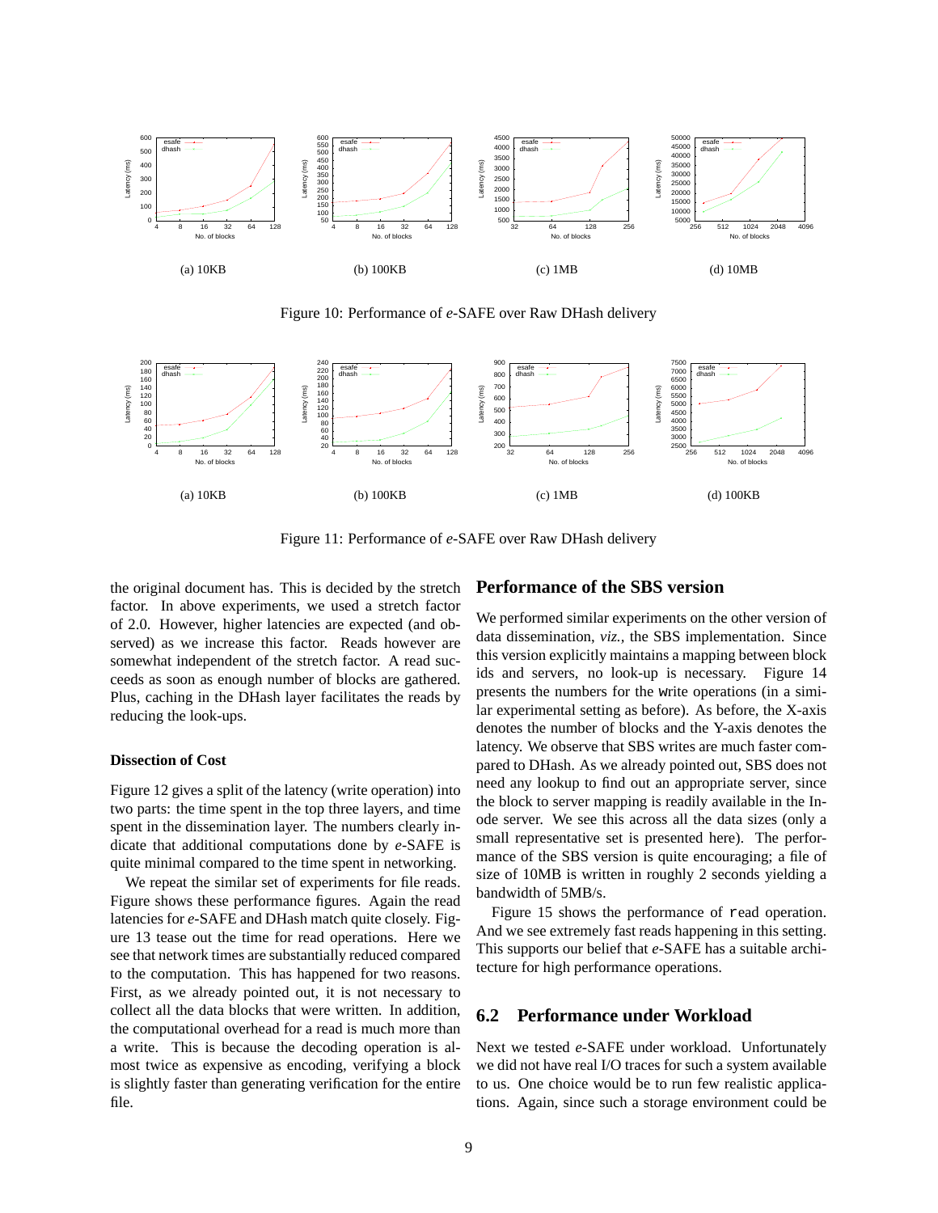(a) 10KB

(b) 100KB

(c) 1MB

(d) 10MB

Figure 10: Performance of *e*-SAFE over Raw DHash delivery

(a) 10KB

(b) 100KB

(c) 1MB

(d) 100KB

Figure 11: Performance of *e*-SAFE over Raw DHash delivery

the original document has. This is decided by the stretch factor. In above experiments, we used a stretch factor of 2.0. However, higher latencies are expected (and observed) as we increase this factor. Reads however are somewhat independent of the stretch factor. A read succeeds as soon as enough number of blocks are gathered. Plus, caching in the DHash layer facilitates the reads by reducing the look-ups.

#### Dissection of Cost

Figure 12 gives a split of the latency (write operation) into two parts: the time spent in the top three layers, and time spent in the dissemination layer. The numbers clearly indicate that additional computations done by *e*-SAFE is quite minimal compared to the time spent in networking.

We repeat the similar set of experiments for file reads. Figure shows these performance figures. Again the read latencies for *e*-SAFE and DHash match quite closely. Figure 13 tease out the time for read operations. Here we see that network times are substantially reduced compared to the computation. This has happened for two reasons. First, as we already pointed out, it is not necessary to collect all the data blocks that were written. In addition, the computational overhead for a read is much more than a write. This is because the decoding operation is almost twice as expensive as encoding, verifying a block is slightly faster than generating verification for the entire file.

### Performance of the SBS version

We performed similar experiments on the other version of data dissemination, *viz.*, the SBS implementation. Since this version explicitly maintains a mapping between block ids and servers, no look-up is necessary. Figure 14 presents the numbers for the `write` operations (in a similar experimental setting as before). As before, the X-axis denotes the number of blocks and the Y-axis denotes the latency. We observe that SBS writes are much faster compared to DHash. As we already pointed out, SBS does not need any lookup to find out an appropriate server, since the block to server mapping is readily available in the Inode server. We see this across all the data sizes (only a small representative set is presented here). The performance of the SBS version is quite encouraging; a file of size of 10MB is written in roughly 2 seconds yielding a bandwidth of 5MB/s.

Figure 15 shows the performance of `read` operation. And we see extremely fast reads happening in this setting. This supports our belief that *e*-SAFE has a suitable architecture for high performance operations.

## 6.2 Performance under Workload

Next we tested *e*-SAFE under workload. Unfortunately we did not have real I/O traces for such a system available to us. One choice would be to run few realistic applications. Again, since such a storage environment could be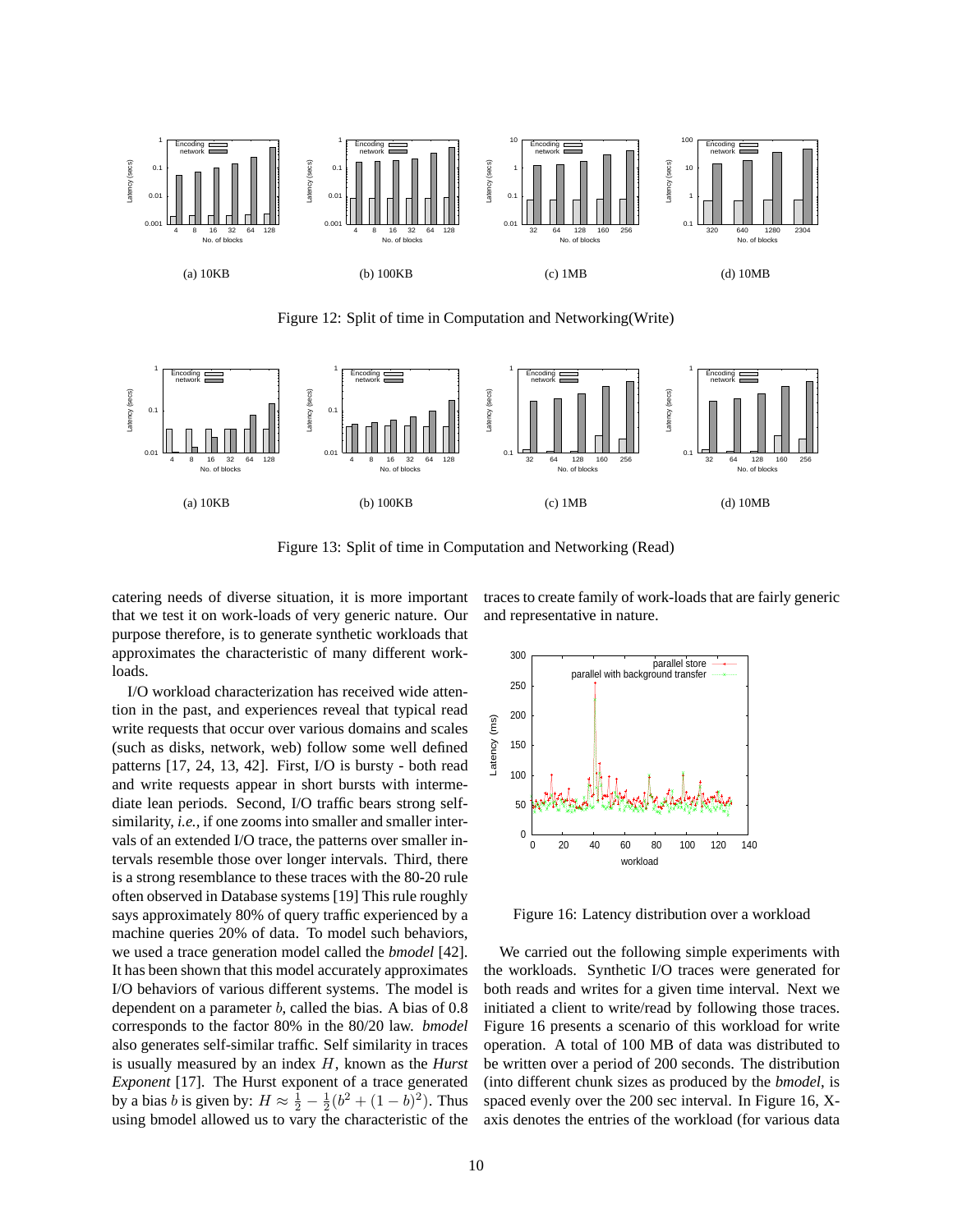(a) 10KB

(b) 100KB

(c) 1MB

(d) 10MB

Figure 12: Split of time in Computation and Networking(Write)

(a) 10KB

(b) 100KB

(c) 1MB

(d) 10MB

Figure 13: Split of time in Computation and Networking (Read)

catering needs of diverse situation, it is more important that we test it on work-loads of very generic nature. Our purpose therefore, is to generate synthetic workloads that approximates the characteristic of many different workloads.

I/O workload characterization has received wide attention in the past, and experiences reveal that typical read write requests that occur over various domains and scales (such as disks, network, web) follow some well defined patterns [17, 24, 13, 42]. First, I/O is bursty - both read and write requests appear in short bursts with intermediate lean periods. Second, I/O traffic bears strong self-similarity, *i.e.*, if one zooms into smaller and smaller intervals of an extended I/O trace, the patterns over smaller intervals resemble those over longer intervals. Third, there is a strong resemblance to these traces with the 80-20 rule often observed in Database systems [19] This rule roughly says approximately 80% of query traffic experienced by a machine queries 20% of data. To model such behaviors, we used a trace generation model called the *bmodel* [42]. It has been shown that this model accurately approximates I/O behaviors of various different systems. The model is dependent on a parameter $b$, called the bias. A bias of 0.8 corresponds to the factor 80% in the 80/20 law. *bmodel* also generates self-similar traffic. Self similarity in traces is usually measured by an index $H$, known as the *Hurst Exponent* [17]. The Hurst exponent of a trace generated by a bias $b$ is given by: $H \approx \frac{1}{2} - \frac{1}{2}(b^2 + (1-b)^2)$. Thus using bmodel allowed us to vary the characteristic of the traces to create family of work-loads that are fairly generic and representative in nature.

Figure 16: Latency distribution over a workload

We carried out the following simple experiments with the workloads. Synthetic I/O traces were generated for both reads and writes for a given time interval. Next we initiated a client to write/read by following those traces. Figure 16 presents a scenario of this workload for write operation. A total of 100 MB of data was distributed to be written over a period of 200 seconds. The distribution (into different chunk sizes as produced by the *bmodel*, is spaced evenly over the 200 sec interval. In Figure 16, X-axis denotes the entries of the workload (for various data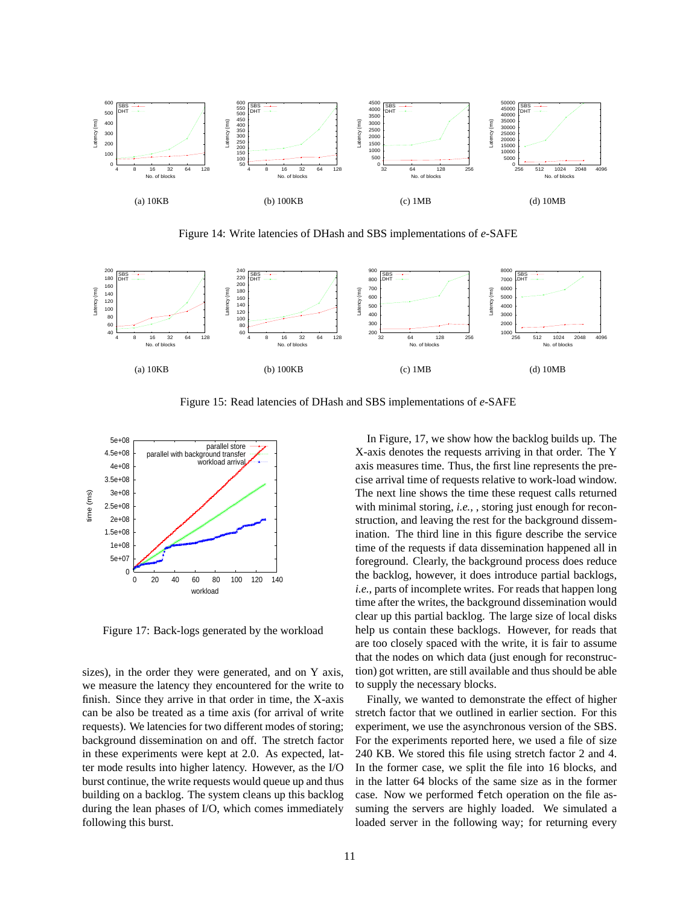(a) 10KB

(b) 100KB

(c) 1MB

(d) 10MB

Figure 14: Write latencies of DHash and SBS implementations of *e*-SAFE

(a) 10KB

(b) 100KB

(c) 1MB

(d) 10MB

Figure 15: Read latencies of DHash and SBS implementations of *e*-SAFE

Figure 17: Back-logs generated by the workload

sizes), in the order they were generated, and on Y axis, we measure the latency they encountered for the write to finish. Since they arrive in that order in time, the X-axis can be also be treated as a time axis (for arrival of write requests). We latencies for two different modes of storing; background dissemination on and off. The stretch factor in these experiments were kept at 2.0. As expected, latter mode results into higher latency. However, as the I/O burst continue, the write requests would queue up and thus building on a backlog. The system cleans up this backlog during the lean phases of I/O, which comes immediately following this burst.

In Figure, 17, we show how the backlog builds up. The X-axis denotes the requests arriving in that order. The Y axis measures time. Thus, the first line represents the precise arrival time of requests relative to work-load window. The next line shows the time these request calls returned with minimal storing, *i.e.*, , storing just enough for reconstruction, and leaving the rest for the background dissemination. The third line in this figure describe the service time of the requests if data dissemination happened all in foreground. Clearly, the background process does reduce the backlog, however, it does introduce partial backlogs, *i.e.*, parts of incomplete writes. For reads that happen long time after the writes, the background dissemination would clear up this partial backlog. The large size of local disks help us contain these backlogs. However, for reads that are too closely spaced with the write, it is fair to assume that the nodes on which data (just enough for reconstruction) got written, are still available and thus should be able to supply the necessary blocks.

Finally, we wanted to demonstrate the effect of higher stretch factor that we outlined in earlier section. For this experiment, we use the asynchronous version of the SBS. For the experiments reported here, we used a file of size 240 KB. We stored this file using stretch factor 2 and 4. In the former case, we split the file into 16 blocks, and in the latter 64 blocks of the same size as in the former case. Now we performed `fetch` operation on the file assuming the servers are highly loaded. We simulated a loaded server in the following way; for returning every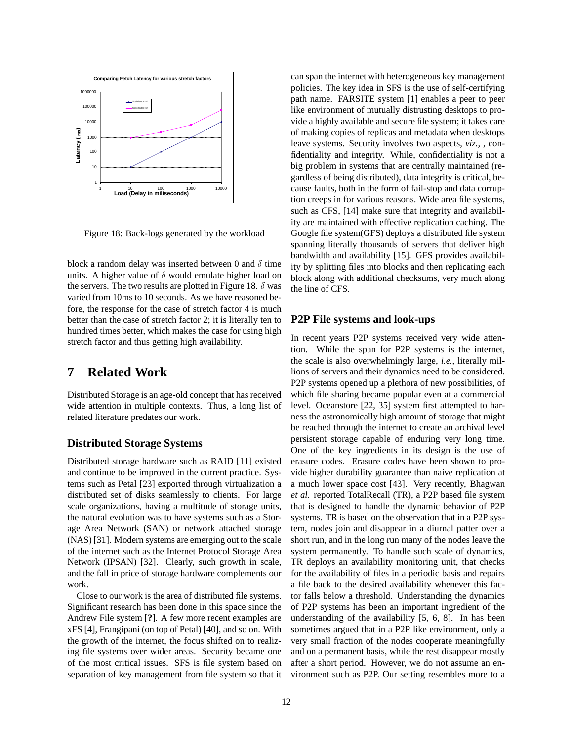Figure 18: Back-logs generated by the workload

block a random delay was inserted between 0 and $\delta$ time units. A higher value of $\delta$ would emulate higher load on the servers. The two results are plotted in Figure 18. $\delta$ was varied from 10ms to 10 seconds. As we have reasoned before, the response for the case of stretch factor 4 is much better than the case of stretch factor 2; it is literally ten to hundred times better, which makes the case for using high stretch factor and thus getting high availability.

# 7 Related Work

Distributed Storage is an age-old concept that has received wide attention in multiple contexts. Thus, a long list of related literature predates our work.

### Distributed Storage Systems

Distributed storage hardware such as RAID [11] existed and continue to be improved in the current practice. Systems such as Petal [23] exported through virtualization a distributed set of disks seamlessly to clients. For large scale organizations, having a multitude of storage units, the natural evolution was to have systems such as a Storage Area Network (SAN) or network attached storage (NAS) [31]. Modern systems are emerging out to the scale of the internet such as the Internet Protocol Storage Area Network (IPSAN) [32]. Clearly, such growth in scale, and the fall in price of storage hardware complements our work.

Close to our work is the area of distributed file systems. Significant research has been done in this space since the Andrew File system [**?**]. A few more recent examples are xFS [4], Frangipani (on top of Petal) [40], and so on. With the growth of the internet, the focus shifted on to realizing file systems over wider areas. Security became one of the most critical issues. SFS is file system based on separation of key management from file system so that it can span the internet with heterogeneous key management policies. The key idea in SFS is the use of self-certifying path name. FARSITE system [1] enables a peer to peer like environment of mutually distrusting desktops to provide a highly available and secure file system; it takes care of making copies of replicas and metadata when desktops leave systems. Security involves two aspects, *viz.*, , confidentiality and integrity. While, confidentiality is not a big problem in systems that are centrally maintained (regardless of being distributed), data integrity is critical, because faults, both in the form of fail-stop and data corruption creeps in for various reasons. Wide area file systems, such as CFS, [14] make sure that integrity and availability are maintained with effective replication caching. The Google file system(GFS) deploys a distributed file system spanning literally thousands of servers that deliver high bandwidth and availability [15]. GFS provides availability by splitting files into blocks and then replicating each block along with additional checksums, very much along the line of CFS.

### P2P File systems and look-ups

In recent years P2P systems received very wide attention. While the span for P2P systems is the internet, the scale is also overwhelmingly large, *i.e.,* literally millions of servers and their dynamics need to be considered. P2P systems opened up a plethora of new possibilities, of which file sharing became popular even at a commercial level. Oceanstore [22, 35] system first attempted to harness the astronomically high amount of storage that might be reached through the internet to create an archival level persistent storage capable of enduring very long time. One of the key ingredients in its design is the use of erasure codes. Erasure codes have been shown to provide higher durability guarantee than naive replication at a much lower space cost [43]. Very recently, Bhagwan *et al.* reported TotalRecall (TR), a P2P based file system that is designed to handle the dynamic behavior of P2P systems. TR is based on the observation that in a P2P system, nodes join and disappear in a diurnal patter over a short run, and in the long run many of the nodes leave the system permanently. To handle such scale of dynamics, TR deploys an availability monitoring unit, that checks for the availability of files in a periodic basis and repairs a file back to the desired availability whenever this factor falls below a threshold. Understanding the dynamics of P2P systems has been an important ingredient of the understanding of the availability [5, 6, 8]. In has been sometimes argued that in a P2P like environment, only a very small fraction of the nodes cooperate meaningfully and on a permanent basis, while the rest disappear mostly after a short period. However, we do not assume an environment such as P2P. Our setting resembles more to a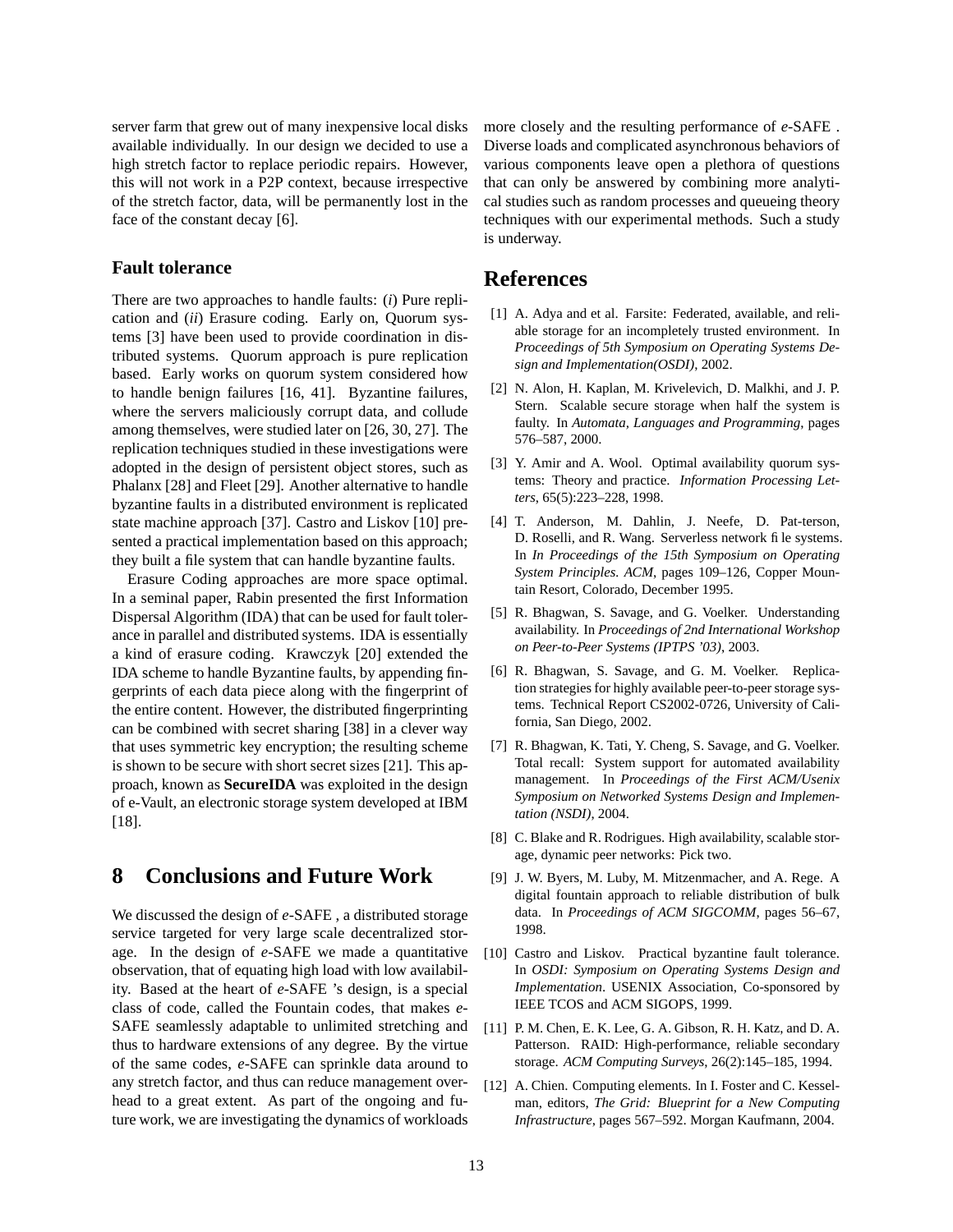server farm that grew out of many inexpensive local disks available individually. In our design we decided to use a high stretch factor to replace periodic repairs. However, this will not work in a P2P context, because irrespective of the stretch factor, data, will be permanently lost in the face of the constant decay [6].

### Fault tolerance

There are two approaches to handle faults: (*i*) Pure replication and (*ii*) Erasure coding. Early on, Quorum systems [3] have been used to provide coordination in distributed systems. Quorum approach is pure replication based. Early works on quorum system considered how to handle benign failures [16, 41]. Byzantine failures, where the servers maliciously corrupt data, and collude among themselves, were studied later on [26, 30, 27]. The replication techniques studied in these investigations were adopted in the design of persistent object stores, such as Phalanx [28] and Fleet [29]. Another alternative to handle byzantine faults in a distributed environment is replicated state machine approach [37]. Castro and Liskov [10] presented a practical implementation based on this approach; they built a file system that can handle byzantine faults.

Erasure Coding approaches are more space optimal. In a seminal paper, Rabin presented the first Information Dispersal Algorithm (IDA) that can be used for fault tolerance in parallel and distributed systems. IDA is essentially a kind of erasure coding. Krawczyk [20] extended the IDA scheme to handle Byzantine faults, by appending fingerprints of each data piece along with the fingerprint of the entire content. However, the distributed fingerprinting can be combined with secret sharing [38] in a clever way that uses symmetric key encryption; the resulting scheme is shown to be secure with short secret sizes [21]. This approach, known as **SecureIDA** was exploited in the design of e-Vault, an electronic storage system developed at IBM [18].

# 8 Conclusions and Future Work

We discussed the design of *e*-SAFE , a distributed storage service targeted for very large scale decentralized storage. In the design of *e*-SAFE we made a quantitative observation, that of equating high load with low availability. Based at the heart of *e*-SAFE 's design, is a special class of code, called the Fountain codes, that makes *e*-SAFE seamlessly adaptable to unlimited stretching and thus to hardware extensions of any degree. By the virtue of the same codes, *e*-SAFE can sprinkle data around to any stretch factor, and thus can reduce management overhead to a great extent. As part of the ongoing and future work, we are investigating the dynamics of workloads more closely and the resulting performance of *e*-SAFE . Diverse loads and complicated asynchronous behaviors of various components leave open a plethora of questions that can only be answered by combining more analytical studies such as random processes and queueing theory techniques with our experimental methods. Such a study is underway.

# References

[1] A. Adya and et al. Farsite: Federated, available, and reliable storage for an incompletely trusted environment. In *Proceedings of 5th Symposium on Operating Systems Design and Implementation(OSDI)*, 2002.

[2] N. Alon, H. Kaplan, M. Krivelevich, D. Malkhi, and J. P. Stern. Scalable secure storage when half the system is faulty. In *Automata, Languages and Programming*, pages 576–587, 2000.

[3] Y. Amir and A. Wool. Optimal availability quorum systems: Theory and practice. *Information Processing Letters*, 65(5):223–228, 1998.

[4] T. Anderson, M. Dahlin, J. Neefe, D. Pat-terson, D. Roselli, and R. Wang. Serverless network file systems. In *In Proceedings of the 15th Symposium on Operating System Principles. ACM*, pages 109–126, Copper Mountain Resort, Colorado, December 1995.

[5] R. Bhagwan, S. Savage, and G. Voelker. Understanding availability. In *Proceedings of 2nd International Workshop on Peer-to-Peer Systems (IPTPS '03)*, 2003.

[6] R. Bhagwan, S. Savage, and G. M. Voelker. Replication strategies for highly available peer-to-peer storage systems. Technical Report CS2002-0726, University of California, San Diego, 2002.

[7] R. Bhagwan, K. Tati, Y. Cheng, S. Savage, and G. Voelker. Total recall: System support for automated availability management. In *Proceedings of the First ACM/Usenix Symposium on Networked Systems Design and Implementation (NSDI)*, 2004.

[8] C. Blake and R. Rodrigues. High availability, scalable storage, dynamic peer networks: Pick two.

[9] J. W. Byers, M. Luby, M. Mitzenmacher, and A. Rege. A digital fountain approach to reliable distribution of bulk data. In *Proceedings of ACM SIGCOMM*, pages 56–67, 1998.

[10] Castro and Liskov. Practical byzantine fault tolerance. In *OSDI: Symposium on Operating Systems Design and Implementation*. USENIX Association, Co-sponsored by IEEE TCOS and ACM SIGOPS, 1999.

[11] P. M. Chen, E. K. Lee, G. A. Gibson, R. H. Katz, and D. A. Patterson. RAID: High-performance, reliable secondary storage. *ACM Computing Surveys*, 26(2):145–185, 1994.

[12] A. Chien. Computing elements. In I. Foster and C. Kesselman, editors, *The Grid: Blueprint for a New Computing Infrastructure*, pages 567–592. Morgan Kaufmann, 2004.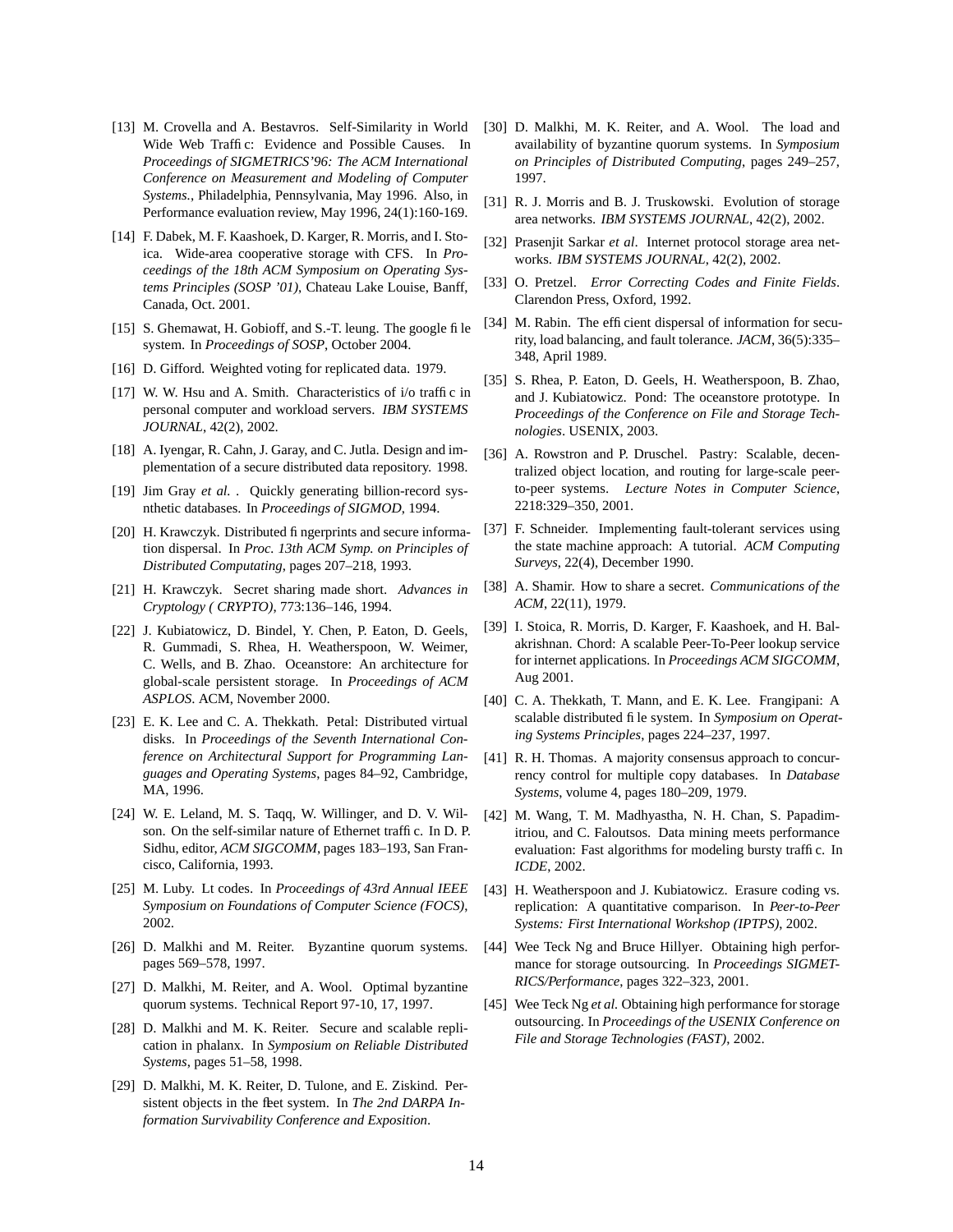[13] M. Crovella and A. Bestavros. Self-Similarity in World Wide Web Traffic: Evidence and Possible Causes. In *Proceedings of SIGMETRICS'96: The ACM International Conference on Measurement and Modeling of Computer Systems.*, Philadelphia, Pennsylvania, May 1996. Also, in Performance evaluation review, May 1996, 24(1):160-169.

[14] F. Dabek, M. F. Kaashoek, D. Karger, R. Morris, and I. Stoica. Wide-area cooperative storage with CFS. In *Proceedings of the 18th ACM Symposium on Operating Systems Principles (SOSP '01)*, Chateau Lake Louise, Banff, Canada, Oct. 2001.

[15] S. Ghemawat, H. Gobioff, and S.-T. leung. The google file system. In *Proceedings of SOSP*, October 2004.

[16] D. Gifford. Weighted voting for replicated data. 1979.

[17] W. W. Hsu and A. Smith. Characteristics of i/o traffic in personal computer and workload servers. *IBM SYSTEMS JOURNAL*, 42(2), 2002.

[18] A. Iyengar, R. Cahn, J. Garay, and C. Jutla. Design and implementation of a secure distributed data repository. 1998.

[19] Jim Gray *et al.* . Quickly generating billion-record systhetic databases. In *Proceedings of SIGMOD*, 1994.

[20] H. Krawczyk. Distributed fingerprints and secure information dispersal. In *Proc. 13th ACM Symp. on Principles of Distributed Computating*, pages 207–218, 1993.

[21] H. Krawczyk. Secret sharing made short. *Advances in Cryptology ( CRYPTO)*, 773:136–146, 1994.

[22] J. Kubiatowicz, D. Bindel, Y. Chen, P. Eaton, D. Geels, R. Gummadi, S. Rhea, H. Weatherspoon, W. Weimer, C. Wells, and B. Zhao. Oceanstore: An architecture for global-scale persistent storage. In *Proceedings of ACM ASPLOS*. ACM, November 2000.

[23] E. K. Lee and C. A. Thekkath. Petal: Distributed virtual disks. In *Proceedings of the Seventh International Conference on Architectural Support for Programming Languages and Operating Systems*, pages 84–92, Cambridge, MA, 1996.

[24] W. E. Leland, M. S. Taqq, W. Willinger, and D. V. Wilson. On the self-similar nature of Ethernet traffic. In D. P. Sidhu, editor, *ACM SIGCOMM*, pages 183–193, San Francisco, California, 1993.

[25] M. Luby. Lt codes. In *Proceedings of 43rd Annual IEEE Symposium on Foundations of Computer Science (FOCS)*, 2002.

[26] D. Malkhi and M. Reiter. Byzantine quorum systems. pages 569–578, 1997.

[27] D. Malkhi, M. Reiter, and A. Wool. Optimal byzantine quorum systems. Technical Report 97-10, 17, 1997.

[28] D. Malkhi and M. K. Reiter. Secure and scalable replication in phalanx. In *Symposium on Reliable Distributed Systems*, pages 51–58, 1998.

[29] D. Malkhi, M. K. Reiter, D. Tulone, and E. Ziskind. Persistent objects in the fleet system. In *The 2nd DARPA Information Survivability Conference and Exposition*.

[30] D. Malkhi, M. K. Reiter, and A. Wool. The load and availability of byzantine quorum systems. In *Symposium on Principles of Distributed Computing*, pages 249–257, 1997.

[31] R. J. Morris and B. J. Truskowski. Evolution of storage area networks. *IBM SYSTEMS JOURNAL*, 42(2), 2002.

[32] Prasenjit Sarkar *et al*. Internet protocol storage area networks. *IBM SYSTEMS JOURNAL*, 42(2), 2002.

[33] O. Pretzel. *Error Correcting Codes and Finite Fields*. Clarendon Press, Oxford, 1992.

[34] M. Rabin. The efficient dispersal of information for security, load balancing, and fault tolerance. *JACM*, 36(5):335–348, April 1989.

[35] S. Rhea, P. Eaton, D. Geels, H. Weatherspoon, B. Zhao, and J. Kubiatowicz. Pond: The oceanstore prototype. In *Proceedings of the Conference on File and Storage Technologies*. USENIX, 2003.

[36] A. Rowstron and P. Druschel. Pastry: Scalable, decentralized object location, and routing for large-scale peer-to-peer systems. *Lecture Notes in Computer Science*, 2218:329–350, 2001.

[37] F. Schneider. Implementing fault-tolerant services using the state machine approach: A tutorial. *ACM Computing Surveys*, 22(4), December 1990.

[38] A. Shamir. How to share a secret. *Communications of the ACM*, 22(11), 1979.

[39] I. Stoica, R. Morris, D. Karger, F. Kaashoek, and H. Balakrishnan. Chord: A scalable Peer-To-Peer lookup service for internet applications. In *Proceedings ACM SIGCOMM*, Aug 2001.

[40] C. A. Thekkath, T. Mann, and E. K. Lee. Frangipani: A scalable distributed file system. In *Symposium on Operating Systems Principles*, pages 224–237, 1997.

[41] R. H. Thomas. A majority consensus approach to concurrency control for multiple copy databases. In *Database Systems*, volume 4, pages 180–209, 1979.

[42] M. Wang, T. M. Madhyastha, N. H. Chan, S. Papadimitriou, and C. Faloutsos. Data mining meets performance evaluation: Fast algorithms for modeling bursty traffic. In *ICDE*, 2002.

[43] H. Weatherspoon and J. Kubiatowicz. Erasure coding vs. replication: A quantitative comparison. In *Peer-to-Peer Systems: First International Workshop (IPTPS)*, 2002.

[44] Wee Teck Ng and Bruce Hillyer. Obtaining high performance for storage outsourcing. In *Proceedings SIGMETRICS/Performance*, pages 322–323, 2001.

[45] Wee Teck Ng *et al.* Obtaining high performance for storage outsourcing. In *Proceedings of the USENIX Conference on File and Storage Technologies (FAST)*, 2002.